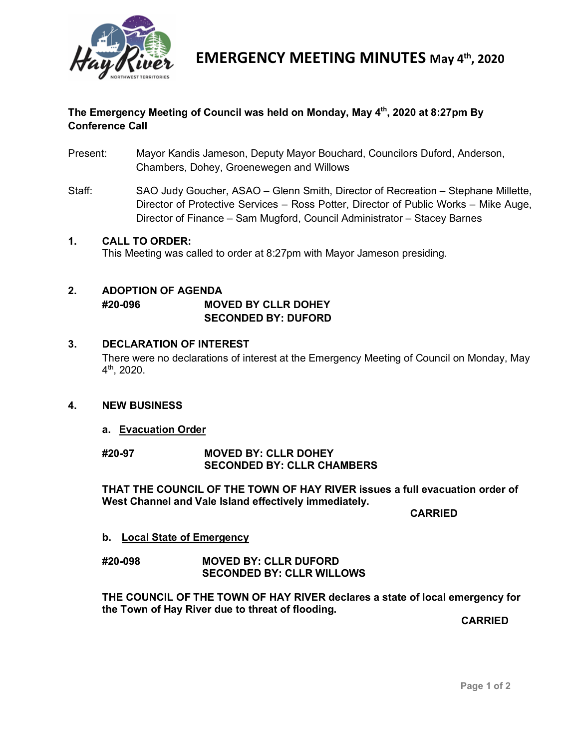# EMERGENCY MEETING MINUTES May 4th, 2020

**The Emergency Meeting of Council was held on Monday, May 4th, 2020 at 8:27pm By Conference Call**

Present: Mayor Kandis Jameson, Deputy Mayor Bouchard, Councilors Duford, Anderson, Chambers, Dohey, Groenewegen and Willows

Staff: SAO Judy Goucher, ASAO – Glenn Smith, Director of Recreation – Stephane Millette, Director of Protective Services – Ross Potter, Director of Public Works – Mike Auge, Director of Finance – Sam Mugford, Council Administrator – Stacey Barnes

## 1. CALL TO ORDER:

This Meeting was called to order at 8:27pm with Mayor Jameson presiding.

## 2. ADOPTION OF AGENDA

**#20-096** **MOVED BY CLLR DOHEY**
**SECONDED BY: DUFORD**

## 3. DECLARATION OF INTEREST

There were no declarations of interest at the Emergency Meeting of Council on Monday, May 4th, 2020.

## 4. NEW BUSINESS

### a. Evacuation Order

**#20-97** **MOVED BY: CLLR DOHEY**
**SECONDED BY: CLLR CHAMBERS**

**THAT THE COUNCIL OF THE TOWN OF HAY RIVER issues a full evacuation order of West Channel and Vale Island effectively immediately.**

**CARRIED**

### b. Local State of Emergency

**#20-098** **MOVED BY: CLLR DUFORD**
**SECONDED BY: CLLR WILLOWS**

**THE COUNCIL OF THE TOWN OF HAY RIVER declares a state of local emergency for the Town of Hay River due to threat of flooding.**

**CARRIED**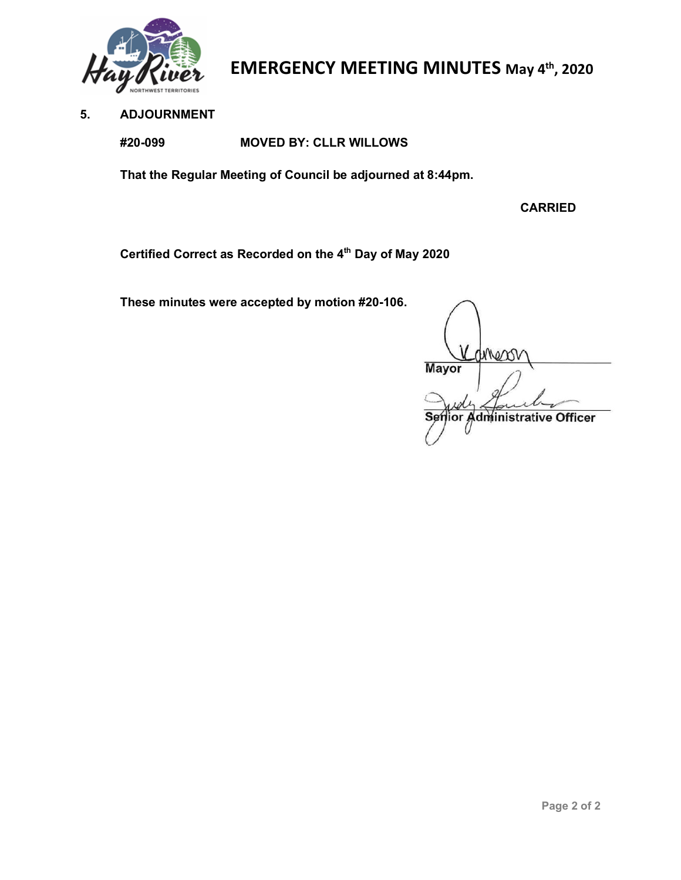# EMERGENCY MEETING MINUTES May 4th, 2020

## 5. ADJOURNMENT

**#20-099 MOVED BY: CLLR WILLOWS**

**That the Regular Meeting of Council be adjourned at 8:44pm.**

**CARRIED**

**Certified Correct as Recorded on the 4th Day of May 2020**

**These minutes were accepted by motion #20-106.**

Mayor

Senior Administrative Officer